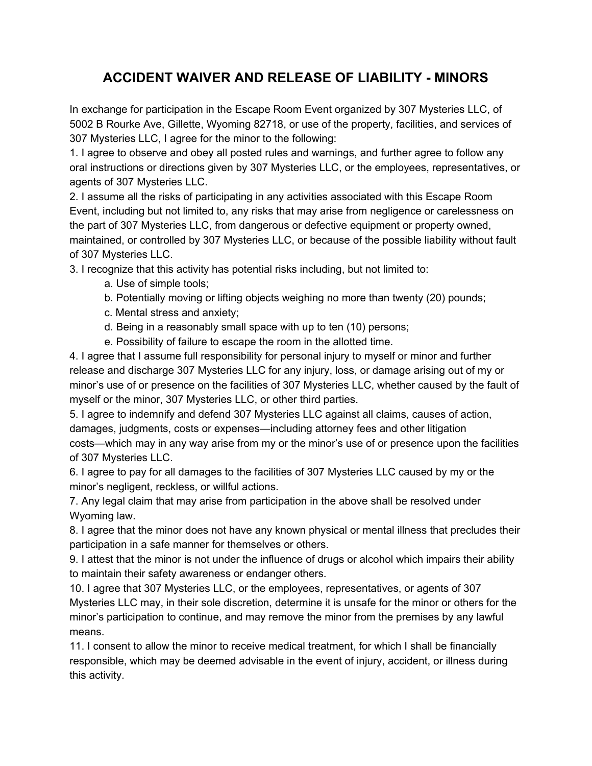# ACCIDENT WAIVER AND RELEASE OF LIABILITY - MINORS

In exchange for participation in the Escape Room Event organized by 307 Mysteries LLC, of 5002 B Rourke Ave, Gillette, Wyoming 82718, or use of the property, facilities, and services of 307 Mysteries LLC, I agree for the minor to the following:

1. I agree to observe and obey all posted rules and warnings, and further agree to follow any oral instructions or directions given by 307 Mysteries LLC, or the employees, representatives, or agents of 307 Mysteries LLC.
2. I assume all the risks of participating in any activities associated with this Escape Room Event, including but not limited to, any risks that may arise from negligence or carelessness on the part of 307 Mysteries LLC, from dangerous or defective equipment or property owned, maintained, or controlled by 307 Mysteries LLC, or because of the possible liability without fault of 307 Mysteries LLC.
3. I recognize that this activity has potential risks including, but not limited to:
    a. Use of simple tools;
    b. Potentially moving or lifting objects weighing no more than twenty (20) pounds;
    c. Mental stress and anxiety;
    d. Being in a reasonably small space with up to ten (10) persons;
    e. Possibility of failure to escape the room in the allotted time.
4. I agree that I assume full responsibility for personal injury to myself or minor and further release and discharge 307 Mysteries LLC for any injury, loss, or damage arising out of my or minor's use of or presence on the facilities of 307 Mysteries LLC, whether caused by the fault of myself or the minor, 307 Mysteries LLC, or other third parties.
5. I agree to indemnify and defend 307 Mysteries LLC against all claims, causes of action, damages, judgments, costs or expenses—including attorney fees and other litigation costs—which may in any way arise from my or the minor's use of or presence upon the facilities of 307 Mysteries LLC.
6. I agree to pay for all damages to the facilities of 307 Mysteries LLC caused by my or the minor's negligent, reckless, or willful actions.
7. Any legal claim that may arise from participation in the above shall be resolved under Wyoming law.
8. I agree that the minor does not have any known physical or mental illness that precludes their participation in a safe manner for themselves or others.
9. I attest that the minor is not under the influence of drugs or alcohol which impairs their ability to maintain their safety awareness or endanger others.
10. I agree that 307 Mysteries LLC, or the employees, representatives, or agents of 307 Mysteries LLC may, in their sole discretion, determine it is unsafe for the minor or others for the minor's participation to continue, and may remove the minor from the premises by any lawful means.
11. I consent to allow the minor to receive medical treatment, for which I shall be financially responsible, which may be deemed advisable in the event of injury, accident, or illness during this activity.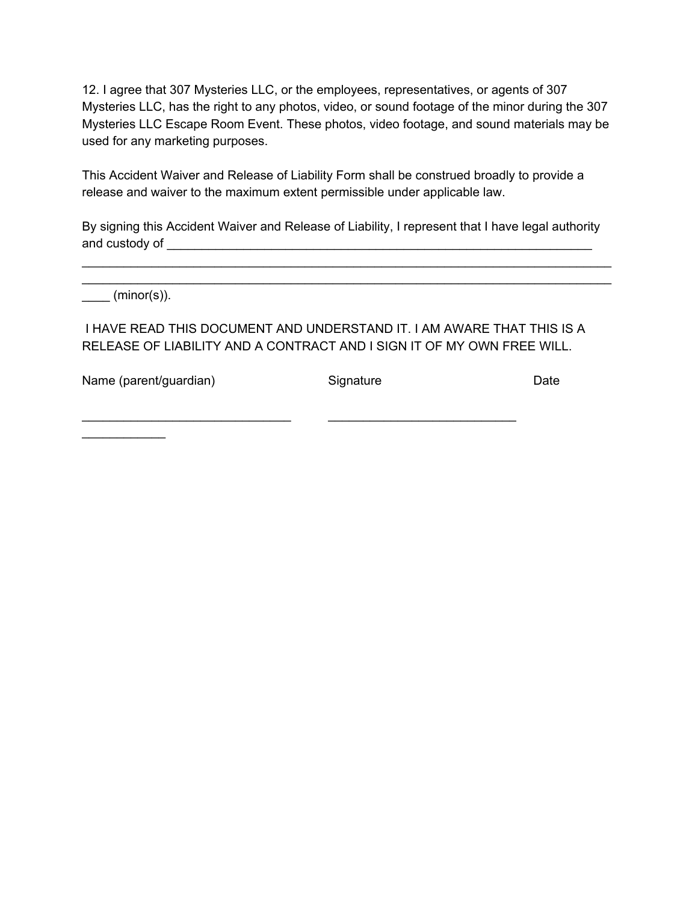12. I agree that 307 Mysteries LLC, or the employees, representatives, or agents of 307 Mysteries LLC, has the right to any photos, video, or sound footage of the minor during the 307 Mysteries LLC Escape Room Event. These photos, video footage, and sound materials may be used for any marketing purposes.

This Accident Waiver and Release of Liability Form shall be construed broadly to provide a release and waiver to the maximum extent permissible under applicable law.

By signing this Accident Waiver and Release of Liability, I represent that I have legal authority and custody of _______________________________________________________________
_______________________________________________________________________________
_______________________________________________________________________________
____ (minor(s)).

I HAVE READ THIS DOCUMENT AND UNDERSTAND IT. I AM AWARE THAT THIS IS A RELEASE OF LIABILITY AND A CONTRACT AND I SIGN IT OF MY OWN FREE WILL.

Name (parent/guardian)                    Signature                    Date

______________________________     ___________________________
____________